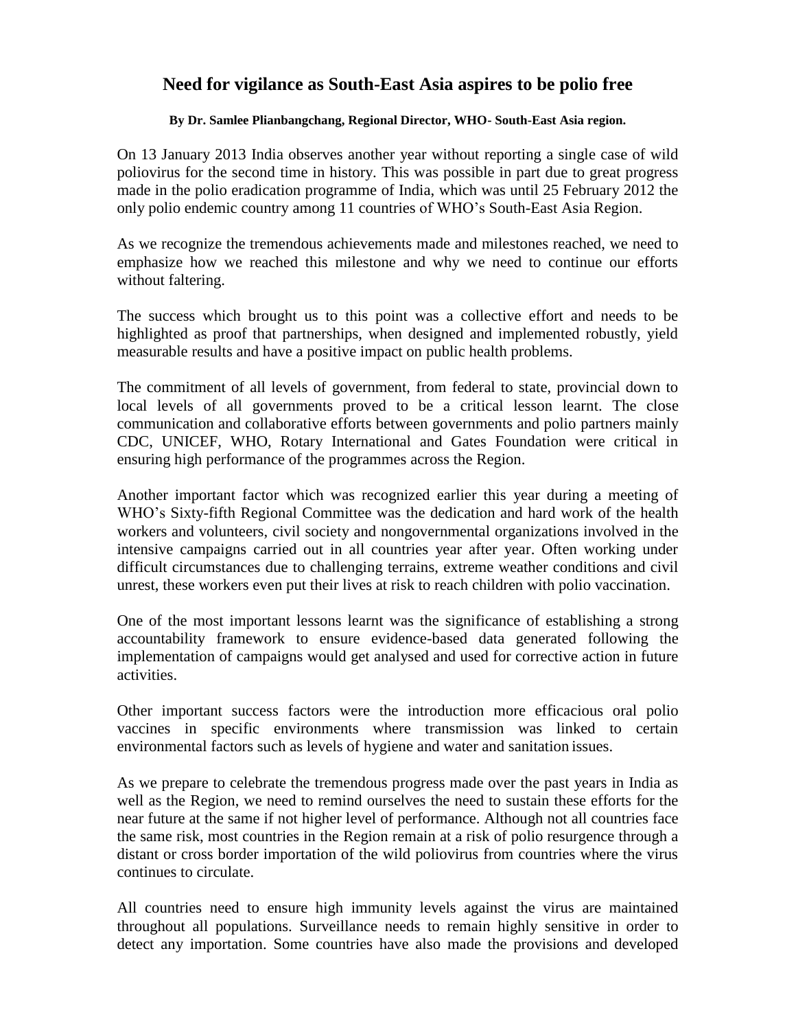# Need for vigilance as South-East Asia aspires to be polio free

**By Dr. Samlee Plianbangchang, Regional Director, WHO- South-East Asia region.**

On 13 January 2013 India observes another year without reporting a single case of wild poliovirus for the second time in history. This was possible in part due to great progress made in the polio eradication programme of India, which was until 25 February 2012 the only polio endemic country among 11 countries of WHO's South-East Asia Region.

As we recognize the tremendous achievements made and milestones reached, we need to emphasize how we reached this milestone and why we need to continue our efforts without faltering.

The success which brought us to this point was a collective effort and needs to be highlighted as proof that partnerships, when designed and implemented robustly, yield measurable results and have a positive impact on public health problems.

The commitment of all levels of government, from federal to state, provincial down to local levels of all governments proved to be a critical lesson learnt. The close communication and collaborative efforts between governments and polio partners mainly CDC, UNICEF, WHO, Rotary International and Gates Foundation were critical in ensuring high performance of the programmes across the Region.

Another important factor which was recognized earlier this year during a meeting of WHO's Sixty-fifth Regional Committee was the dedication and hard work of the health workers and volunteers, civil society and nongovernmental organizations involved in the intensive campaigns carried out in all countries year after year. Often working under difficult circumstances due to challenging terrains, extreme weather conditions and civil unrest, these workers even put their lives at risk to reach children with polio vaccination.

One of the most important lessons learnt was the significance of establishing a strong accountability framework to ensure evidence-based data generated following the implementation of campaigns would get analysed and used for corrective action in future activities.

Other important success factors were the introduction more efficacious oral polio vaccines in specific environments where transmission was linked to certain environmental factors such as levels of hygiene and water and sanitation issues.

As we prepare to celebrate the tremendous progress made over the past years in India as well as the Region, we need to remind ourselves the need to sustain these efforts for the near future at the same if not higher level of performance. Although not all countries face the same risk, most countries in the Region remain at a risk of polio resurgence through a distant or cross border importation of the wild poliovirus from countries where the virus continues to circulate.

All countries need to ensure high immunity levels against the virus are maintained throughout all populations. Surveillance needs to remain highly sensitive in order to detect any importation. Some countries have also made the provisions and developed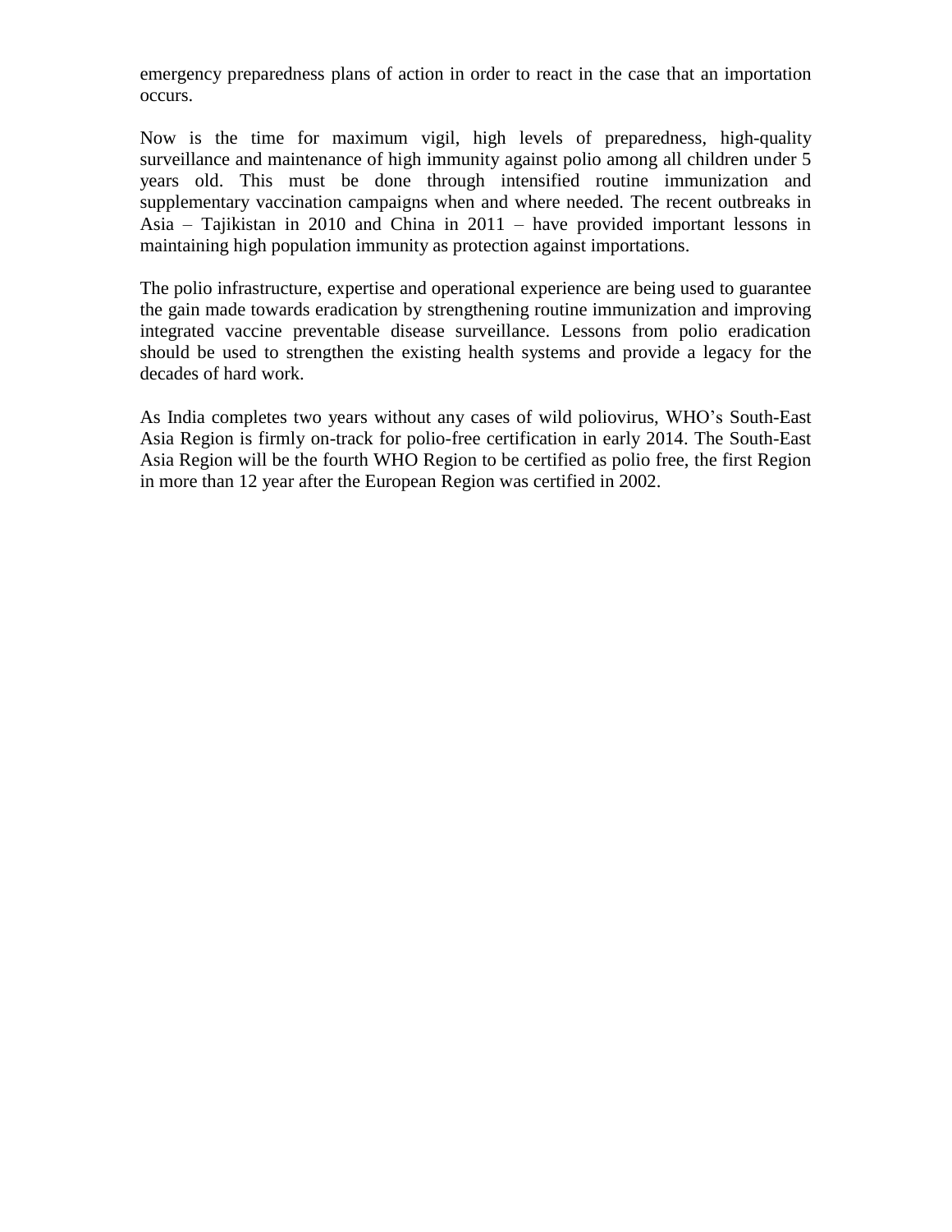emergency preparedness plans of action in order to react in the case that an importation occurs.

Now is the time for maximum vigil, high levels of preparedness, high-quality surveillance and maintenance of high immunity against polio among all children under 5 years old. This must be done through intensified routine immunization and supplementary vaccination campaigns when and where needed. The recent outbreaks in Asia – Tajikistan in 2010 and China in 2011 – have provided important lessons in maintaining high population immunity as protection against importations.

The polio infrastructure, expertise and operational experience are being used to guarantee the gain made towards eradication by strengthening routine immunization and improving integrated vaccine preventable disease surveillance. Lessons from polio eradication should be used to strengthen the existing health systems and provide a legacy for the decades of hard work.

As India completes two years without any cases of wild poliovirus, WHO's South-East Asia Region is firmly on-track for polio-free certification in early 2014. The South-East Asia Region will be the fourth WHO Region to be certified as polio free, the first Region in more than 12 year after the European Region was certified in 2002.